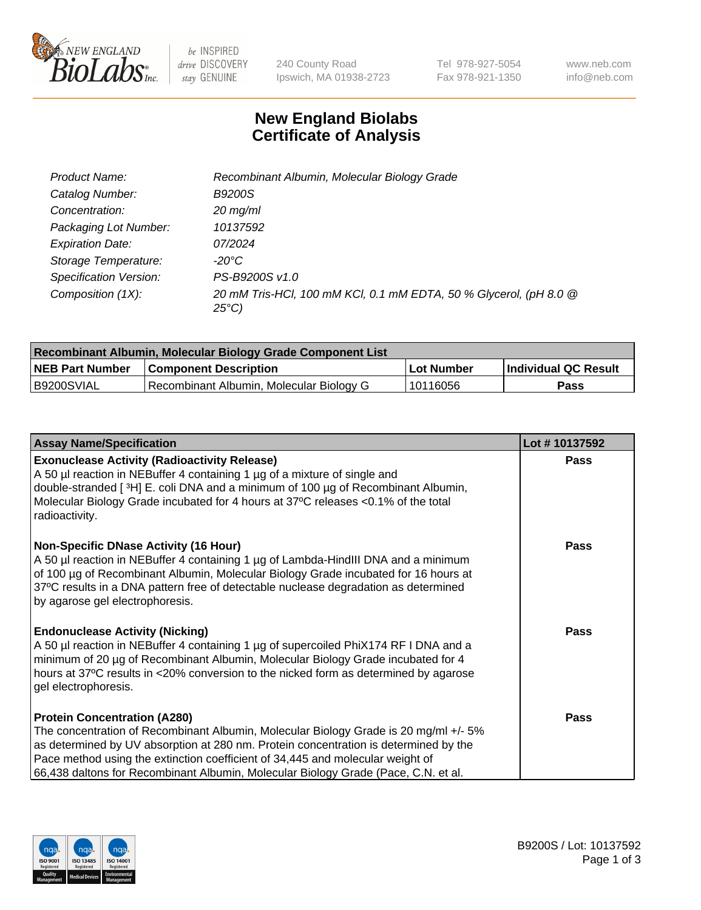New England BioLabs Inc. — be INSPIRED drive DISCOVERY stay GENUINE

240 County Road
Ipswich, MA 01938-2723

Tel 978-927-5054
Fax 978-921-1350

www.neb.com
info@neb.com

# New England Biolabs
# Certificate of Analysis

| | |
|---|---|
| *Product Name:* | *Recombinant Albumin, Molecular Biology Grade* |
| *Catalog Number:* | *B9200S* |
| *Concentration:* | *20 mg/ml* |
| *Packaging Lot Number:* | *10137592* |
| *Expiration Date:* | *07/2024* |
| *Storage Temperature:* | *-20°C* |
| *Specification Version:* | *PS-B9200S v1.0* |
| *Composition (1X):* | *20 mM Tris-HCl, 100 mM KCl, 0.1 mM EDTA, 50 % Glycerol, (pH 8.0 @ 25°C)* |

| Recombinant Albumin, Molecular Biology Grade Component List | | | |
|---|---|---|---|
| **NEB Part Number** | **Component Description** | **Lot Number** | **Individual QC Result** |
| B9200SVIAL | Recombinant Albumin, Molecular Biology G | 10116056 | **Pass** |

| Assay Name/Specification | Lot # 10137592 |
|---|---|
| **Exonuclease Activity (Radioactivity Release)**<br>A 50 µl reaction in NEBuffer 4 containing 1 µg of a mixture of single and double-stranded [ $^3$H] E. coli DNA and a minimum of 100 µg of Recombinant Albumin, Molecular Biology Grade incubated for 4 hours at 37ºC releases <0.1% of the total radioactivity. | **Pass** |
| **Non-Specific DNase Activity (16 Hour)**<br>A 50 µl reaction in NEBuffer 4 containing 1 µg of Lambda-HindIII DNA and a minimum of 100 µg of Recombinant Albumin, Molecular Biology Grade incubated for 16 hours at 37ºC results in a DNA pattern free of detectable nuclease degradation as determined by agarose gel electrophoresis. | **Pass** |
| **Endonuclease Activity (Nicking)**<br>A 50 µl reaction in NEBuffer 4 containing 1 µg of supercoiled PhiX174 RF I DNA and a minimum of 20 µg of Recombinant Albumin, Molecular Biology Grade incubated for 4 hours at 37ºC results in <20% conversion to the nicked form as determined by agarose gel electrophoresis. | **Pass** |
| **Protein Concentration (A280)**<br>The concentration of Recombinant Albumin, Molecular Biology Grade is 20 mg/ml +/- 5% as determined by UV absorption at 280 nm. Protein concentration is determined by the Pace method using the extinction coefficient of 34,445 and molecular weight of 66,438 daltons for Recombinant Albumin, Molecular Biology Grade (Pace, C.N. et al. | **Pass** |

B9200S / Lot: 10137592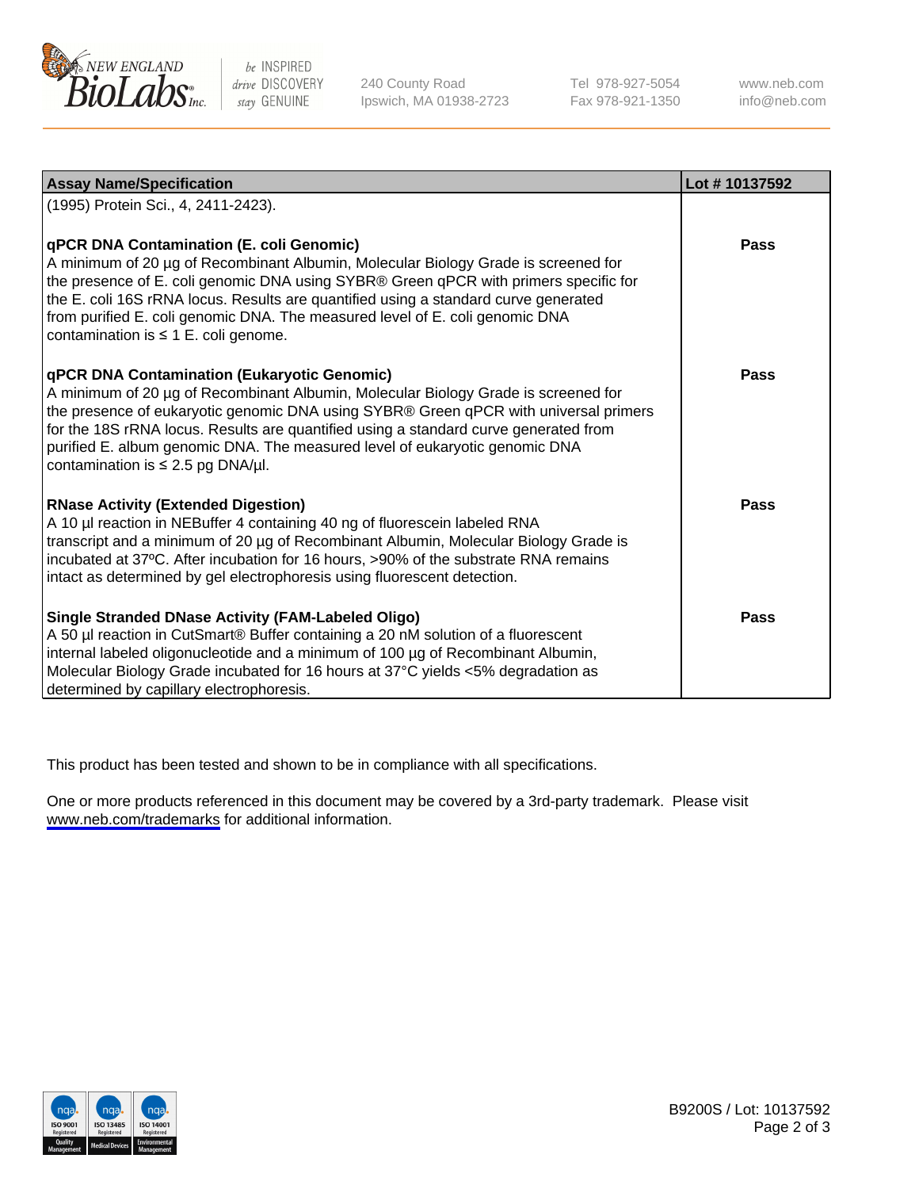| Assay Name/Specification | Lot # 10137592 |
| --- | --- |
| (1995) Protein Sci., 4, 2411-2423). | |
| **qPCR DNA Contamination (E. coli Genomic)**<br>A minimum of 20 µg of Recombinant Albumin, Molecular Biology Grade is screened for the presence of E. coli genomic DNA using SYBR® Green qPCR with primers specific for the E. coli 16S rRNA locus. Results are quantified using a standard curve generated from purified E. coli genomic DNA. The measured level of E. coli genomic DNA contamination is ≤ 1 E. coli genome. | **Pass** |
| **qPCR DNA Contamination (Eukaryotic Genomic)**<br>A minimum of 20 µg of Recombinant Albumin, Molecular Biology Grade is screened for the presence of eukaryotic genomic DNA using SYBR® Green qPCR with universal primers for the 18S rRNA locus. Results are quantified using a standard curve generated from purified E. album genomic DNA. The measured level of eukaryotic genomic DNA contamination is ≤ 2.5 pg DNA/µl. | **Pass** |
| **RNase Activity (Extended Digestion)**<br>A 10 µl reaction in NEBuffer 4 containing 40 ng of fluorescein labeled RNA transcript and a minimum of 20 µg of Recombinant Albumin, Molecular Biology Grade is incubated at 37ºC. After incubation for 16 hours, >90% of the substrate RNA remains intact as determined by gel electrophoresis using fluorescent detection. | **Pass** |
| **Single Stranded DNase Activity (FAM-Labeled Oligo)**<br>A 50 µl reaction in CutSmart® Buffer containing a 20 nM solution of a fluorescent internal labeled oligonucleotide and a minimum of 100 µg of Recombinant Albumin, Molecular Biology Grade incubated for 16 hours at 37°C yields <5% degradation as determined by capillary electrophoresis. | **Pass** |

This product has been tested and shown to be in compliance with all specifications.

One or more products referenced in this document may be covered by a 3rd-party trademark. Please visit www.neb.com/trademarks for additional information.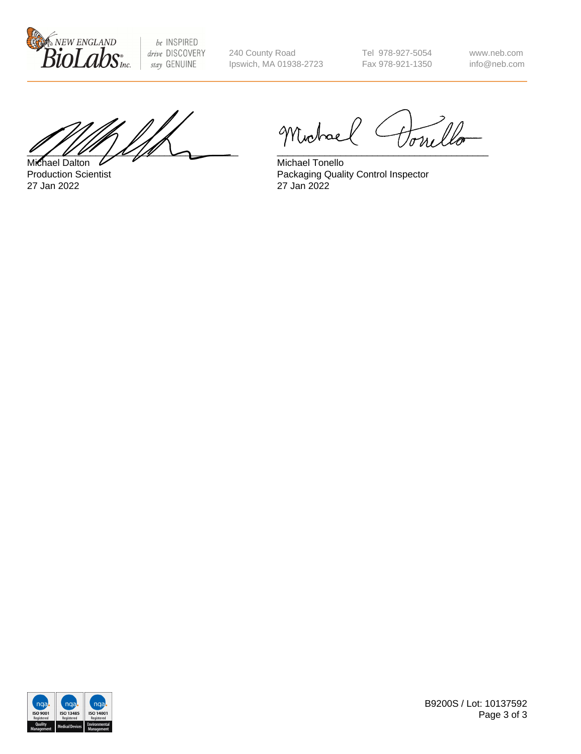Michael Dalton
Production Scientist
27 Jan 2022

Michael Tonello
Packaging Quality Control Inspector
27 Jan 2022